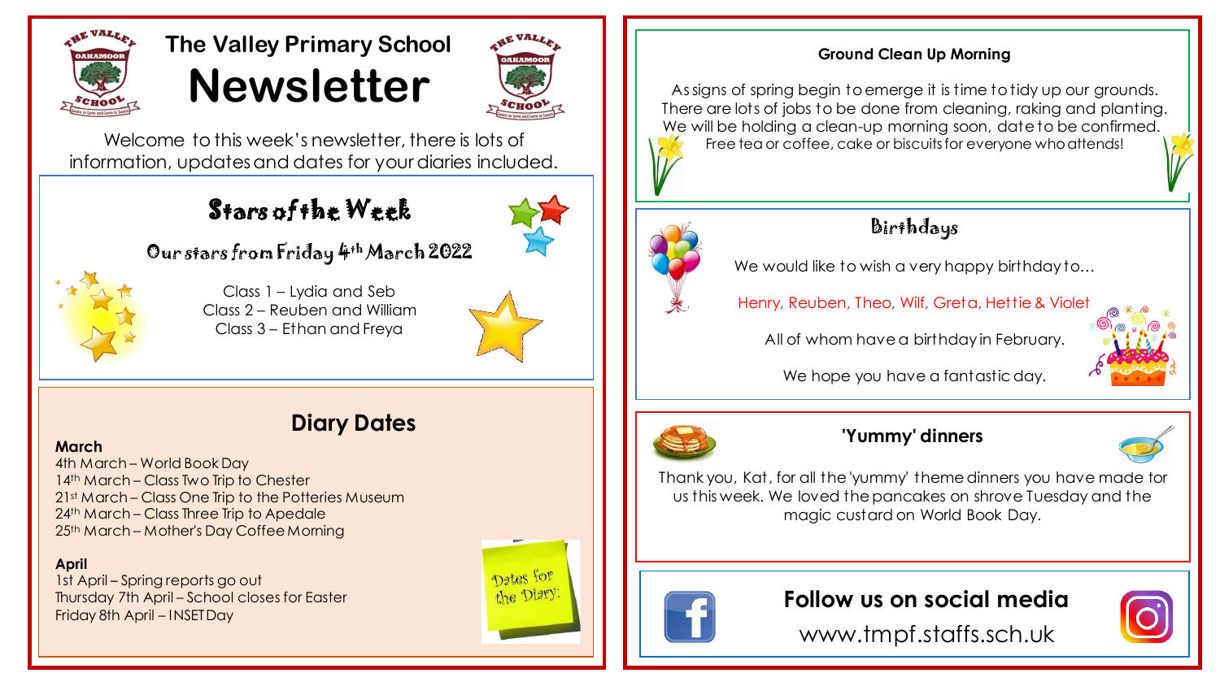# The Valley Primary School Newsletter

Welcome to this week's newsletter, there is lots of information, updates and dates for your diaries included.

## Stars of the Week

### Our stars from Friday 4th March 2022

Class 1 – Lydia and Seb
Class 2 – Reuben and William
Class 3 – Ethan and Freya

## Diary Dates

**March**

4th March – World Book Day
14th March – Class Two Trip to Chester
21st March – Class One Trip to the Potteries Museum
24th March – Class Three Trip to Apedale
25th March – Mother's Day Coffee Morning

**April**

1st April – Spring reports go out
Thursday 7th April – School closes for Easter
Friday 8th April – INSET Day

Dates for the Diary:

## Ground Clean Up Morning

As signs of spring begin to emerge it is time to tidy up our grounds. There are lots of jobs to be done from cleaning, raking and planting. We will be holding a clean-up morning soon, date to be confirmed.

Free tea or coffee, cake or biscuits for everyone who attends!

## Birthdays

We would like to wish a very happy birthday to...

Henry, Reuben, Theo, Wilf, Greta, Hettie & Violet

All of whom have a birthday in February.

We hope you have a fantastic day.

## 'Yummy' dinners

Thank you, Kat, for all the 'yummy' theme dinners you have made for us this week. We loved the pancakes on shrove Tuesday and the magic custard on World Book Day.

## Follow us on social media

www.tmpf.staffs.sch.uk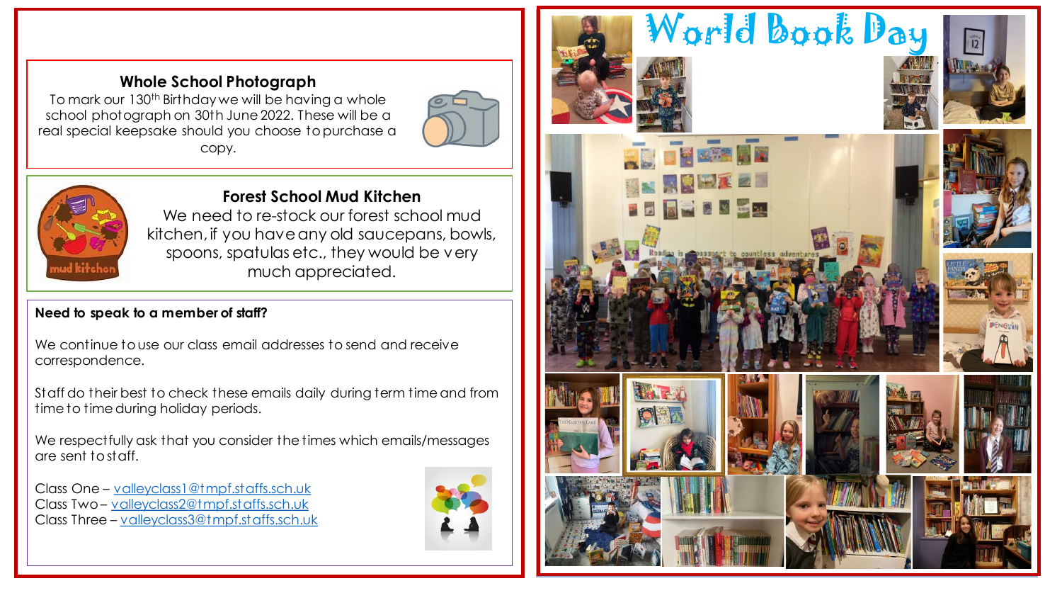## Whole School Photograph

To mark our 130th Birthday we will be having a whole school photograph on 30th June 2022. These will be a real special keepsake should you choose to purchase a copy.

## Forest School Mud Kitchen

We need to re-stock our forest school mud kitchen, if you have any old saucepans, bowls, spoons, spatulas etc., they would be very much appreciated.

**Need to speak to a member of staff?**

We continue to use our class email addresses to send and receive correspondence.

Staff do their best to check these emails daily during term time and from time to time during holiday periods.

We respectfully ask that you consider the times which emails/messages are sent to staff.

Class One – valleyclass1@tmpf.staffs.sch.uk
Class Two – valleyclass2@tmpf.staffs.sch.uk
Class Three – valleyclass3@tmpf.staffs.sch.uk

# World Book Day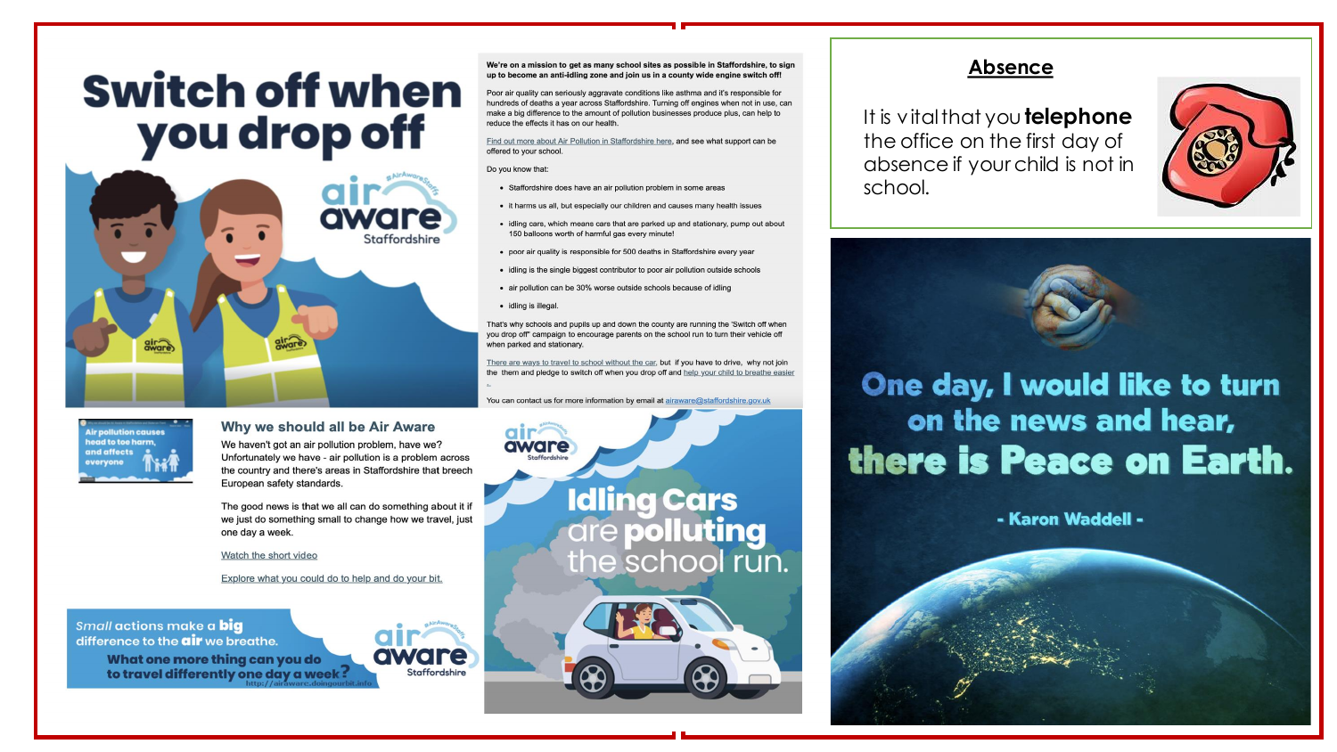# Switch off when you drop off

air aware Staffordshire

**We're on a mission to get as many school sites as possible in Staffordshire, to sign up to become an anti-idling zone and join us in a county wide engine switch off!**

Poor air quality can seriously aggravate conditions like asthma and it's responsible for hundreds of deaths a year across Staffordshire. Turning off engines when not in use, can make a big difference to the amount of pollution businesses produce plus, can help to reduce the effects it has on our health.

Find out more about Air Pollution in Staffordshire here, and see what support can be offered to your school.

Do you know that:

- Staffordshire does have an air pollution problem in some areas
- it harms us all, but especially our children and causes many health issues
- idling cars, which means cars that are parked up and stationary, pump out about 150 balloons worth of harmful gas every minute!
- poor air quality is responsible for 500 deaths in Staffordshire every year
- idling is the single biggest contributor to poor air pollution outside schools
- air pollution can be 30% worse outside schools because of idling
- idling is illegal.

That's why schools and pupils up and down the county are running the 'Switch off when you drop off' campaign to encourage parents on the school run to turn their vehicle off when parked and stationary.

There are ways to travel to school without the car, but if you have to drive, why not join the them and pledge to switch off when you drop off and help your child to breathe easier.

You can contact us for more information by email at airaware@staffordshire.gov.uk

## Why we should all be Air Aware

We haven't got an air pollution problem, have we? Unfortunately we have - air pollution is a problem across the country and there's areas in Staffordshire that breech European safety standards.

The good news is that we all can do something about it if we just do something small to change how we travel, just one day a week.

Watch the short video

Explore what you could do to help and do your bit.

*Small* actions make a **big** difference to the **air** we breathe.

**What one more thing can you do to travel differently one day a week?**

air aware Staffordshire

**Idling Cars are polluting the school run.**

## Absence

It is vital that you **telephone** the office on the first day of absence if your child is not in school.

**One day, I would like to turn on the news and hear, there is Peace on Earth.**

**- Karon Waddell -**